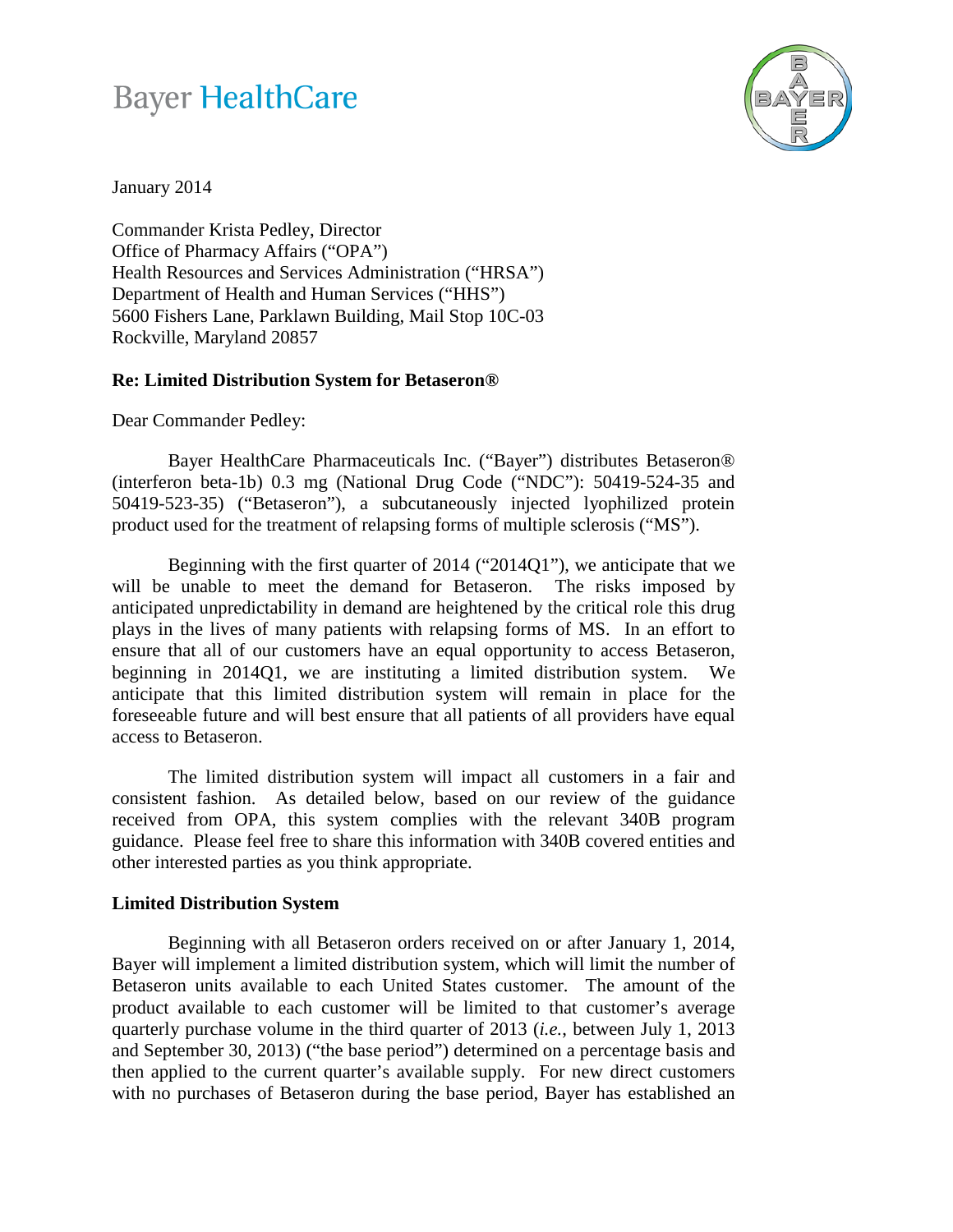Bayer HealthCare

January 2014

Commander Krista Pedley, Director
Office of Pharmacy Affairs ("OPA")
Health Resources and Services Administration ("HRSA")
Department of Health and Human Services ("HHS")
5600 Fishers Lane, Parklawn Building, Mail Stop 10C-03
Rockville, Maryland 20857

**Re: Limited Distribution System for Betaseron®**

Dear Commander Pedley:

Bayer HealthCare Pharmaceuticals Inc. ("Bayer") distributes Betaseron® (interferon beta-1b) 0.3 mg (National Drug Code ("NDC"): 50419-524-35 and 50419-523-35) ("Betaseron"), a subcutaneously injected lyophilized protein product used for the treatment of relapsing forms of multiple sclerosis ("MS").

Beginning with the first quarter of 2014 ("2014Q1"), we anticipate that we will be unable to meet the demand for Betaseron. The risks imposed by anticipated unpredictability in demand are heightened by the critical role this drug plays in the lives of many patients with relapsing forms of MS. In an effort to ensure that all of our customers have an equal opportunity to access Betaseron, beginning in 2014Q1, we are instituting a limited distribution system. We anticipate that this limited distribution system will remain in place for the foreseeable future and will best ensure that all patients of all providers have equal access to Betaseron.

The limited distribution system will impact all customers in a fair and consistent fashion. As detailed below, based on our review of the guidance received from OPA, this system complies with the relevant 340B program guidance. Please feel free to share this information with 340B covered entities and other interested parties as you think appropriate.

**Limited Distribution System**

Beginning with all Betaseron orders received on or after January 1, 2014, Bayer will implement a limited distribution system, which will limit the number of Betaseron units available to each United States customer. The amount of the product available to each customer will be limited to that customer's average quarterly purchase volume in the third quarter of 2013 (*i.e.*, between July 1, 2013 and September 30, 2013) ("the base period") determined on a percentage basis and then applied to the current quarter's available supply. For new direct customers with no purchases of Betaseron during the base period, Bayer has established an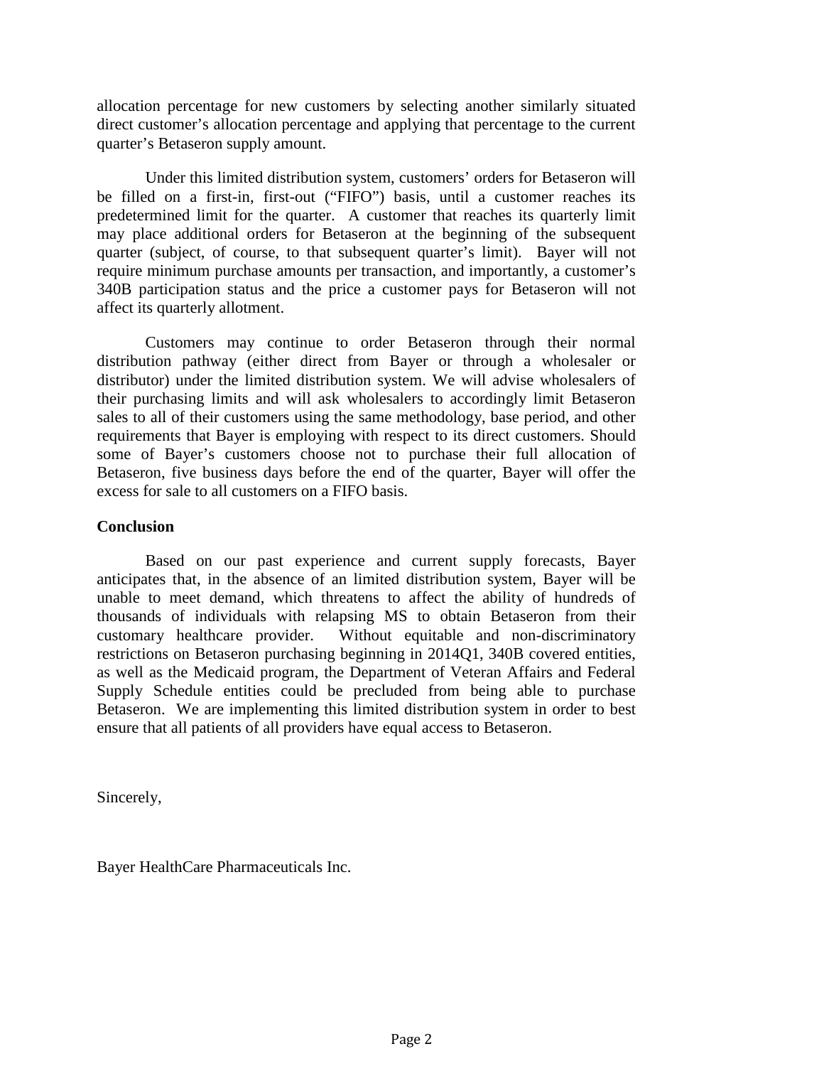allocation percentage for new customers by selecting another similarly situated direct customer's allocation percentage and applying that percentage to the current quarter's Betaseron supply amount.

Under this limited distribution system, customers' orders for Betaseron will be filled on a first-in, first-out ("FIFO") basis, until a customer reaches its predetermined limit for the quarter. A customer that reaches its quarterly limit may place additional orders for Betaseron at the beginning of the subsequent quarter (subject, of course, to that subsequent quarter's limit). Bayer will not require minimum purchase amounts per transaction, and importantly, a customer's 340B participation status and the price a customer pays for Betaseron will not affect its quarterly allotment.

Customers may continue to order Betaseron through their normal distribution pathway (either direct from Bayer or through a wholesaler or distributor) under the limited distribution system. We will advise wholesalers of their purchasing limits and will ask wholesalers to accordingly limit Betaseron sales to all of their customers using the same methodology, base period, and other requirements that Bayer is employing with respect to its direct customers. Should some of Bayer's customers choose not to purchase their full allocation of Betaseron, five business days before the end of the quarter, Bayer will offer the excess for sale to all customers on a FIFO basis.

**Conclusion**

Based on our past experience and current supply forecasts, Bayer anticipates that, in the absence of an limited distribution system, Bayer will be unable to meet demand, which threatens to affect the ability of hundreds of thousands of individuals with relapsing MS to obtain Betaseron from their customary healthcare provider. Without equitable and non-discriminatory restrictions on Betaseron purchasing beginning in 2014Q1, 340B covered entities, as well as the Medicaid program, the Department of Veteran Affairs and Federal Supply Schedule entities could be precluded from being able to purchase Betaseron. We are implementing this limited distribution system in order to best ensure that all patients of all providers have equal access to Betaseron.

Sincerely,

Bayer HealthCare Pharmaceuticals Inc.